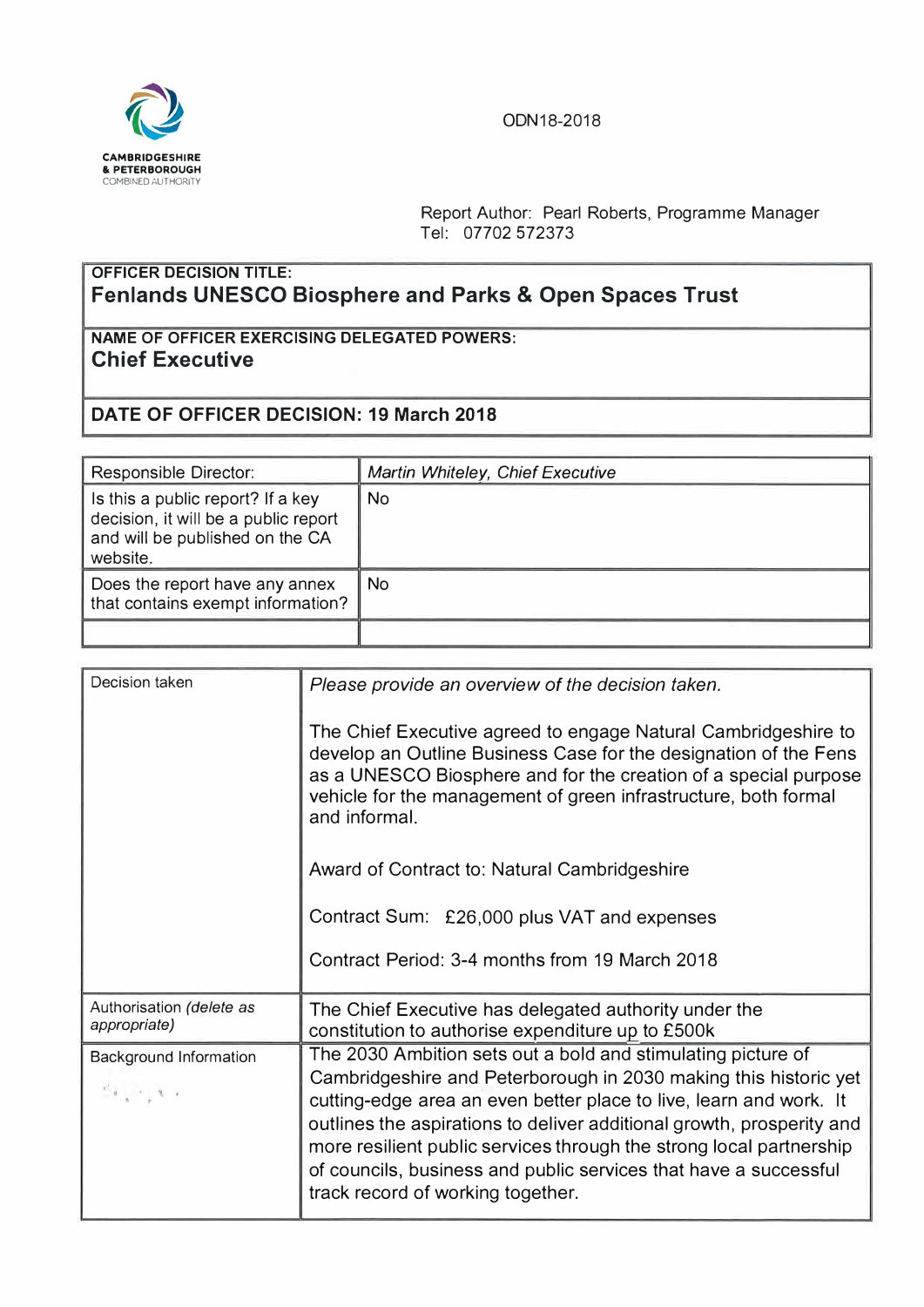CAMBRIDGESHIRE & PETERBOROUGH COMBINED AUTHORITY

ODN18-2018

Report Author: Pearl Roberts, Programme Manager
Tel: 07702 572373

| OFFICER DECISION TITLE: **Fenlands UNESCO Biosphere and Parks & Open Spaces Trust** |
|---|
| NAME OF OFFICER EXERCISING DELEGATED POWERS: **Chief Executive** |
| **DATE OF OFFICER DECISION: 19 March 2018** |

| Responsible Director: | *Martin Whiteley, Chief Executive* |
|---|---|
| Is this a public report? If a key decision, it will be a public report and will be published on the CA website. | No |
| Does the report have any annex that contains exempt information? | No |
| | |

| Decision taken | *Please provide an overview of the decision taken.*<br><br>The Chief Executive agreed to engage Natural Cambridgeshire to develop an Outline Business Case for the designation of the Fens as a UNESCO Biosphere and for the creation of a special purpose vehicle for the management of green infrastructure, both formal and informal.<br><br>Award of Contract to: Natural Cambridgeshire<br><br>Contract Sum: £26,000 plus VAT and expenses<br><br>Contract Period: 3-4 months from 19 March 2018 |
|---|---|
| Authorisation *(delete as appropriate)* | The Chief Executive has delegated authority under the constitution to authorise expenditure up to £500k |
| Background Information | The 2030 Ambition sets out a bold and stimulating picture of Cambridgeshire and Peterborough in 2030 making this historic yet cutting-edge area an even better place to live, learn and work. It outlines the aspirations to deliver additional growth, prosperity and more resilient public services through the strong local partnership of councils, business and public services that have a successful track record of working together. |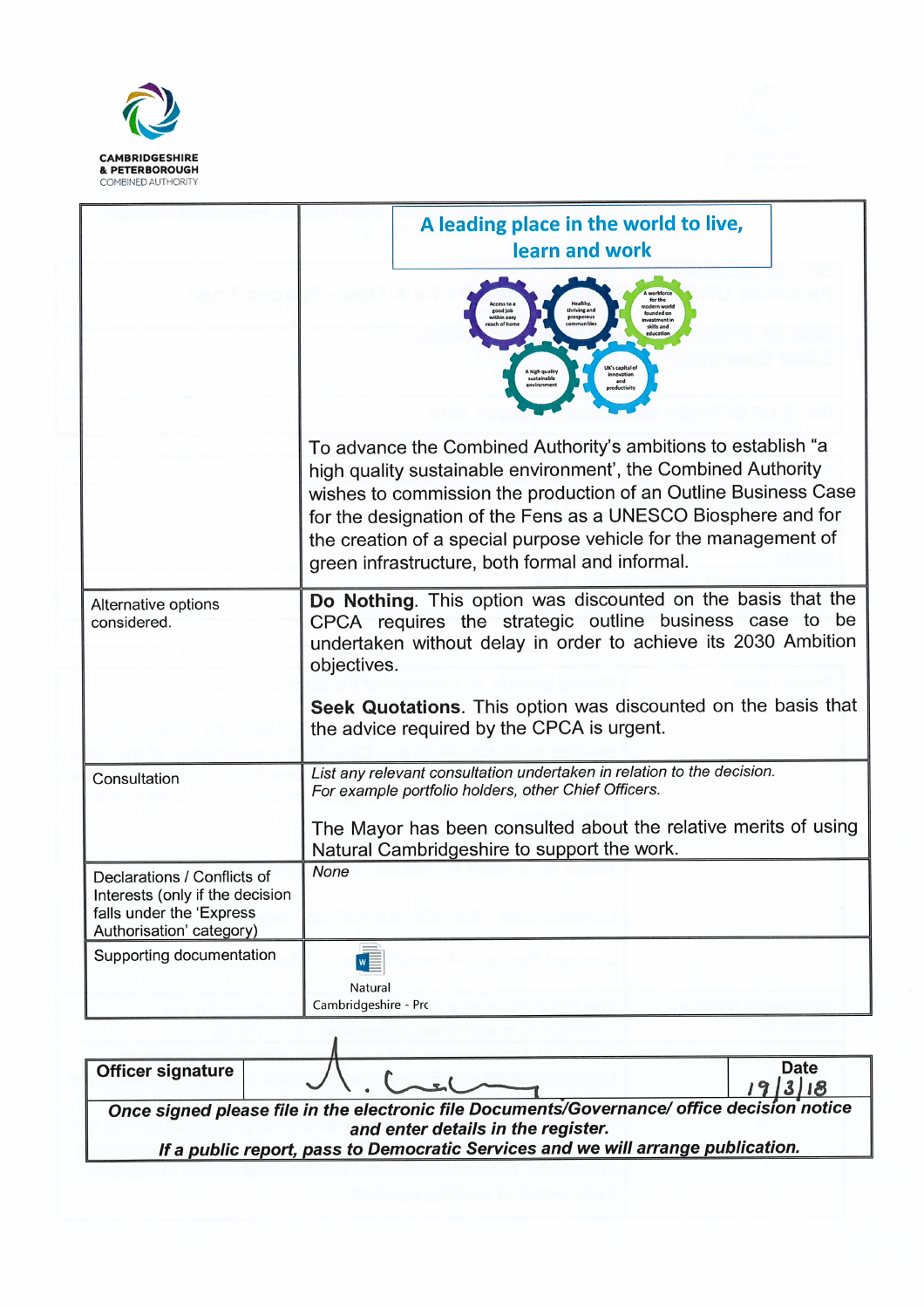**CAMBRIDGESHIRE & PETERBOROUGH**
COMBINED AUTHORITY

| | |
|---|---|
| | **A leading place in the world to live, learn and work**<br><br>Access to a good job within easy reach of home<br>Healthy, thriving and prosperous communities<br>A workforce for the modern world founded on investment in skills and education<br>A high quality sustainable environment<br>UK's capital of innovation and productivity<br><br>To advance the Combined Authority's ambitions to establish "a high quality sustainable environment', the Combined Authority wishes to commission the production of an Outline Business Case for the designation of the Fens as a UNESCO Biosphere and for the creation of a special purpose vehicle for the management of green infrastructure, both formal and informal. |
| Alternative options considered. | **Do Nothing**. This option was discounted on the basis that the CPCA requires the strategic outline business case to be undertaken without delay in order to achieve its 2030 Ambition objectives.<br><br>**Seek Quotations**. This option was discounted on the basis that the advice required by the CPCA is urgent. |
| Consultation | *List any relevant consultation undertaken in relation to the decision. For example portfolio holders, other Chief Officers.*<br><br>The Mayor has been consulted about the relative merits of using Natural Cambridgeshire to support the work. |
| Declarations / Conflicts of Interests (only if the decision falls under the 'Express Authorisation' category) | *None* |
| Supporting documentation | Natural Cambridgeshire - Prc |

| | | |
|---|---|---|
| **Officer signature** | | **Date** 19/3/18 |

***Once signed please file in the electronic file Documents/Governance/ office decision notice and enter details in the register.***
***If a public report, pass to Democratic Services and we will arrange publication.***